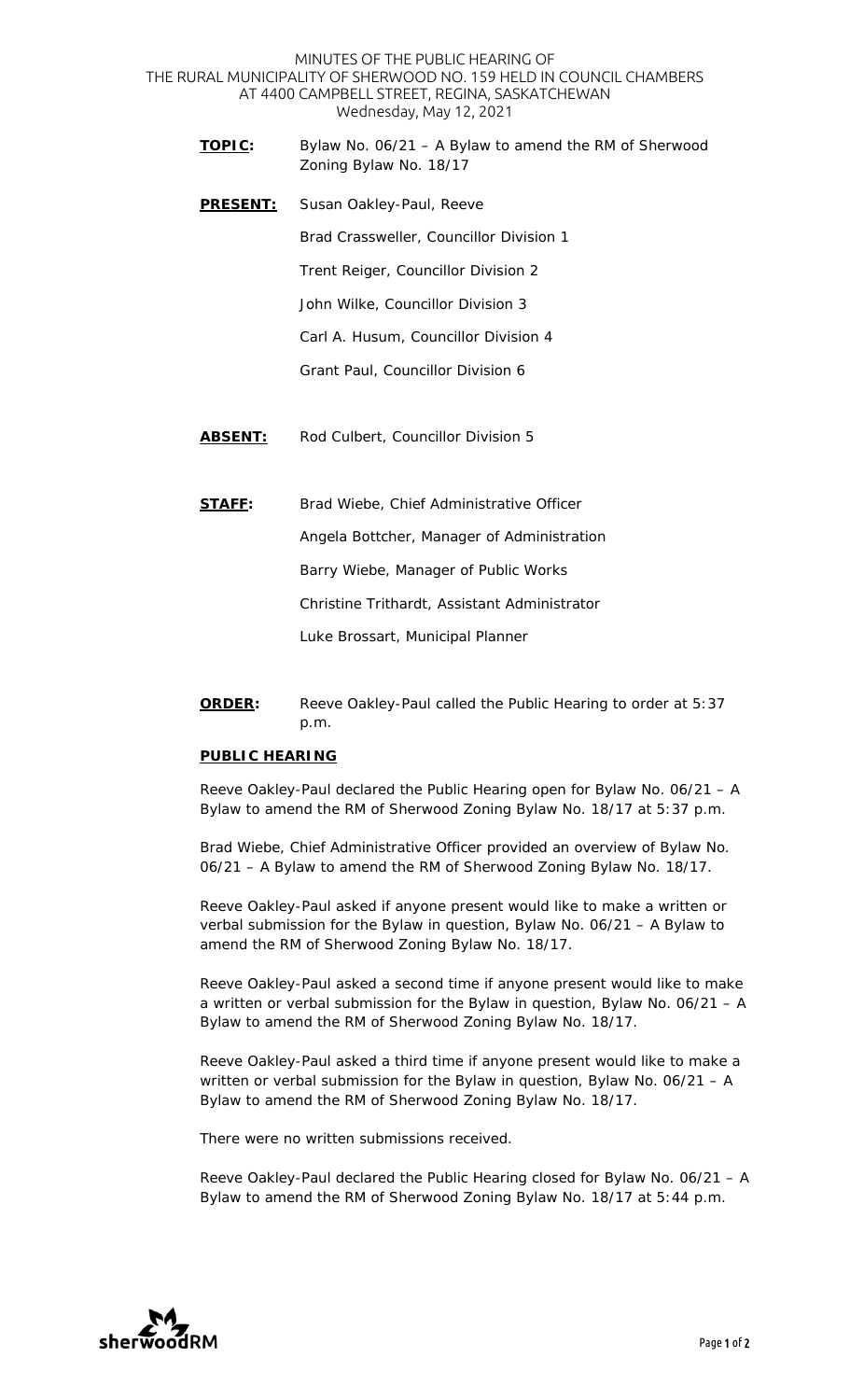MINUTES OF THE PUBLIC HEARING OF
THE RURAL MUNICIPALITY OF SHERWOOD NO. 159 HELD IN COUNCIL CHAMBERS
AT 4400 CAMPBELL STREET, REGINA, SASKATCHEWAN
Wednesday, May 12, 2021

**TOPIC:** Bylaw No. 06/21 – A Bylaw to amend the RM of Sherwood Zoning Bylaw No. 18/17

**PRESENT:** Susan Oakley-Paul, Reeve

Brad Crassweller, Councillor Division 1

Trent Reiger, Councillor Division 2

John Wilke, Councillor Division 3

Carl A. Husum, Councillor Division 4

Grant Paul, Councillor Division 6

**ABSENT:** Rod Culbert, Councillor Division 5

**STAFF:** Brad Wiebe, Chief Administrative Officer

Angela Bottcher, Manager of Administration

Barry Wiebe, Manager of Public Works

Christine Trithardt, Assistant Administrator

Luke Brossart, Municipal Planner

**ORDER:** Reeve Oakley-Paul called the Public Hearing to order at 5:37 p.m.

**PUBLIC HEARING**

Reeve Oakley-Paul declared the Public Hearing open for Bylaw No. 06/21 – A Bylaw to amend the RM of Sherwood Zoning Bylaw No. 18/17 at 5:37 p.m.

Brad Wiebe, Chief Administrative Officer provided an overview of Bylaw No. 06/21 – A Bylaw to amend the RM of Sherwood Zoning Bylaw No. 18/17.

Reeve Oakley-Paul asked if anyone present would like to make a written or verbal submission for the Bylaw in question, Bylaw No. 06/21 – A Bylaw to amend the RM of Sherwood Zoning Bylaw No. 18/17.

Reeve Oakley-Paul asked a second time if anyone present would like to make a written or verbal submission for the Bylaw in question, Bylaw No. 06/21 – A Bylaw to amend the RM of Sherwood Zoning Bylaw No. 18/17.

Reeve Oakley-Paul asked a third time if anyone present would like to make a written or verbal submission for the Bylaw in question, Bylaw No. 06/21 – A Bylaw to amend the RM of Sherwood Zoning Bylaw No. 18/17.

There were no written submissions received.

Reeve Oakley-Paul declared the Public Hearing closed for Bylaw No. 06/21 – A Bylaw to amend the RM of Sherwood Zoning Bylaw No. 18/17 at 5:44 p.m.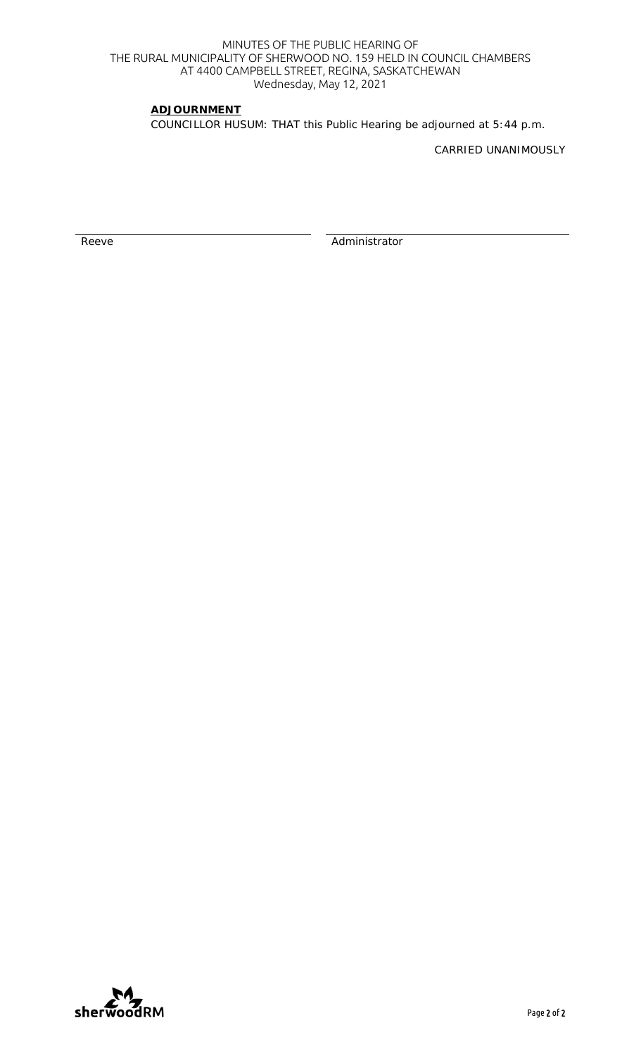MINUTES OF THE PUBLIC HEARING OF
THE RURAL MUNICIPALITY OF SHERWOOD NO. 159 HELD IN COUNCIL CHAMBERS
AT 4400 CAMPBELL STREET, REGINA, SASKATCHEWAN
Wednesday, May 12, 2021

**ADJOURNMENT**

COUNCILLOR HUSUM: THAT this Public Hearing be adjourned at 5:44 p.m.

CARRIED UNANIMOUSLY

Reeve

Administrator